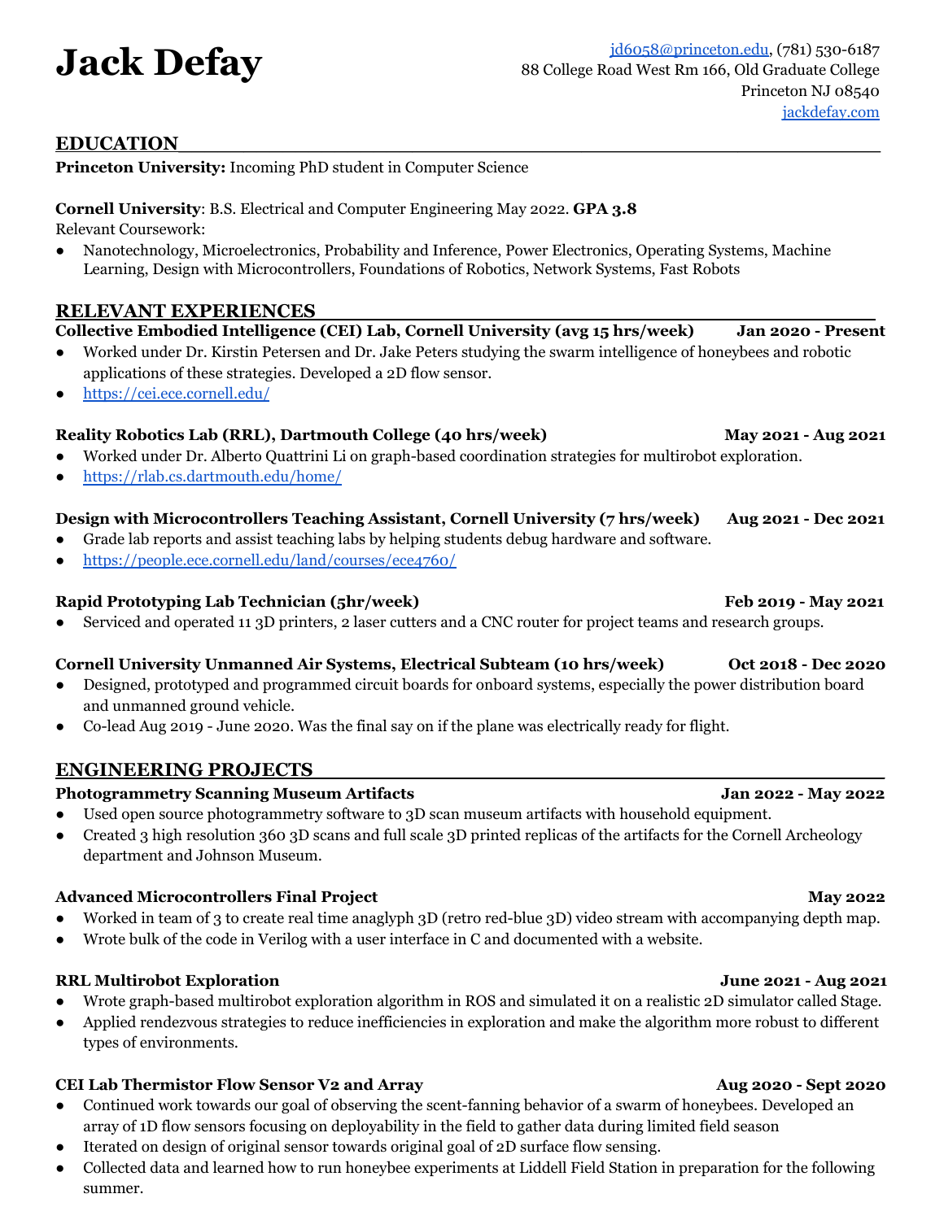# Jack Defay

jd6058@princeton.edu, (781) 530-6187
88 College Road West Rm 166, Old Graduate College
Princeton NJ 08540
jackdefay.com

## EDUCATION

**Princeton University:** Incoming PhD student in Computer Science

**Cornell University**: B.S. Electrical and Computer Engineering May 2022. **GPA 3.8**
Relevant Coursework:

- Nanotechnology, Microelectronics, Probability and Inference, Power Electronics, Operating Systems, Machine Learning, Design with Microcontrollers, Foundations of Robotics, Network Systems, Fast Robots

## RELEVANT EXPERIENCES

**Collective Embodied Intelligence (CEI) Lab, Cornell University (avg 15 hrs/week)** **Jan 2020 - Present**

- Worked under Dr. Kirstin Petersen and Dr. Jake Peters studying the swarm intelligence of honeybees and robotic applications of these strategies. Developed a 2D flow sensor.
- https://cei.ece.cornell.edu/

**Reality Robotics Lab (RRL), Dartmouth College (40 hrs/week)** **May 2021 - Aug 2021**

- Worked under Dr. Alberto Quattrini Li on graph-based coordination strategies for multirobot exploration.
- https://rlab.cs.dartmouth.edu/home/

**Design with Microcontrollers Teaching Assistant, Cornell University (7 hrs/week)** **Aug 2021 - Dec 2021**

- Grade lab reports and assist teaching labs by helping students debug hardware and software.
- https://people.ece.cornell.edu/land/courses/ece4760/

**Rapid Prototyping Lab Technician (5hr/week)** **Feb 2019 - May 2021**

- Serviced and operated 11 3D printers, 2 laser cutters and a CNC router for project teams and research groups.

**Cornell University Unmanned Air Systems, Electrical Subteam (10 hrs/week)** **Oct 2018 - Dec 2020**

- Designed, prototyped and programmed circuit boards for onboard systems, especially the power distribution board and unmanned ground vehicle.
- Co-lead Aug 2019 - June 2020. Was the final say on if the plane was electrically ready for flight.

## ENGINEERING PROJECTS

**Photogrammetry Scanning Museum Artifacts** **Jan 2022 - May 2022**

- Used open source photogrammetry software to 3D scan museum artifacts with household equipment.
- Created 3 high resolution 360 3D scans and full scale 3D printed replicas of the artifacts for the Cornell Archeology department and Johnson Museum.

**Advanced Microcontrollers Final Project** **May 2022**

- Worked in team of 3 to create real time anaglyph 3D (retro red-blue 3D) video stream with accompanying depth map.
- Wrote bulk of the code in Verilog with a user interface in C and documented with a website.

**RRL Multirobot Exploration** **June 2021 - Aug 2021**

- Wrote graph-based multirobot exploration algorithm in ROS and simulated it on a realistic 2D simulator called Stage.
- Applied rendezvous strategies to reduce inefficiencies in exploration and make the algorithm more robust to different types of environments.

**CEI Lab Thermistor Flow Sensor V2 and Array** **Aug 2020 - Sept 2020**

- Continued work towards our goal of observing the scent-fanning behavior of a swarm of honeybees. Developed an array of 1D flow sensors focusing on deployability in the field to gather data during limited field season
- Iterated on design of original sensor towards original goal of 2D surface flow sensing.
- Collected data and learned how to run honeybee experiments at Liddell Field Station in preparation for the following summer.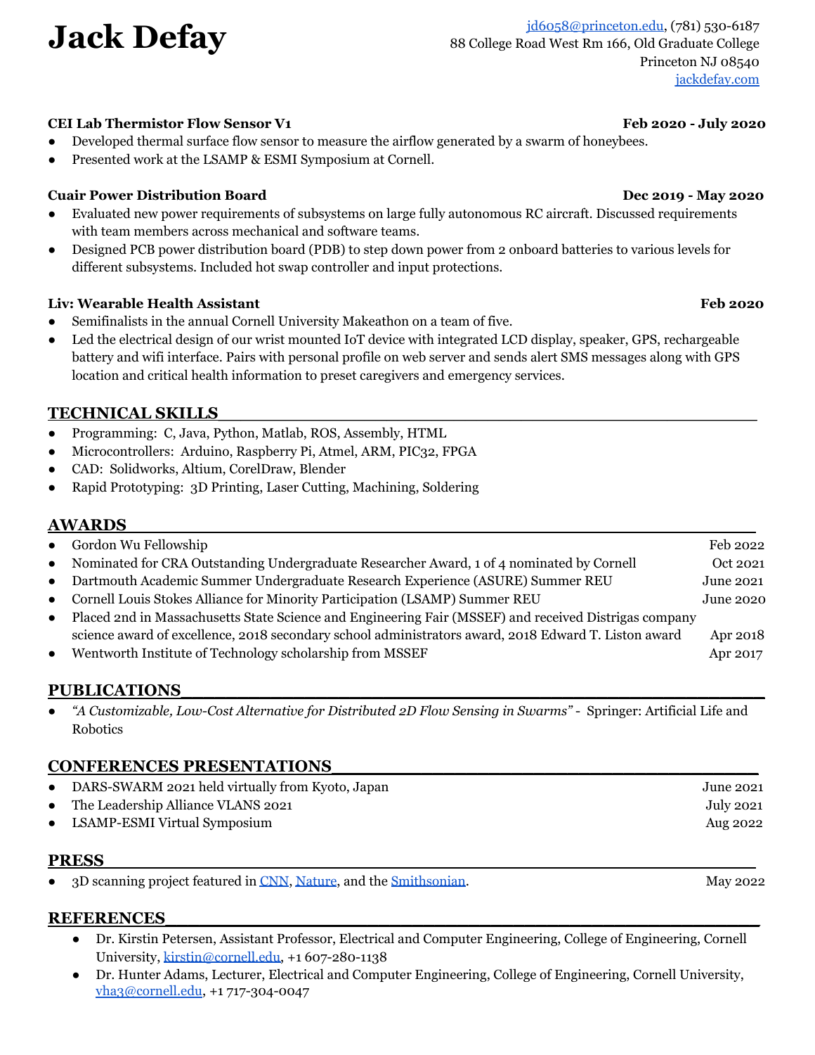# Jack Defay

[jd6058@princeton.edu](mailto:jd6058@princeton.edu), (781) 530-6187
88 College Road West Rm 166, Old Graduate College
Princeton NJ 08540
[jackdefay.com](https://jackdefay.com)

**CEI Lab Thermistor Flow Sensor V1** — **Feb 2020 - July 2020**

- Developed thermal surface flow sensor to measure the airflow generated by a swarm of honeybees.
- Presented work at the LSAMP & ESMI Symposium at Cornell.

**Cuair Power Distribution Board** — **Dec 2019 - May 2020**

- Evaluated new power requirements of subsystems on large fully autonomous RC aircraft. Discussed requirements with team members across mechanical and software teams.
- Designed PCB power distribution board (PDB) to step down power from 2 onboard batteries to various levels for different subsystems. Included hot swap controller and input protections.

**Liv: Wearable Health Assistant** — **Feb 2020**

- Semifinalists in the annual Cornell University Makeathon on a team of five.
- Led the electrical design of our wrist mounted IoT device with integrated LCD display, speaker, GPS, rechargeable battery and wifi interface. Pairs with personal profile on web server and sends alert SMS messages along with GPS location and critical health information to preset caregivers and emergency services.

## TECHNICAL SKILLS

- Programming: C, Java, Python, Matlab, ROS, Assembly, HTML
- Microcontrollers: Arduino, Raspberry Pi, Atmel, ARM, PIC32, FPGA
- CAD: Solidworks, Altium, CorelDraw, Blender
- Rapid Prototyping: 3D Printing, Laser Cutting, Machining, Soldering

## AWARDS

- Gordon Wu Fellowship — Feb 2022
- Nominated for CRA Outstanding Undergraduate Researcher Award, 1 of 4 nominated by Cornell — Oct 2021
- Dartmouth Academic Summer Undergraduate Research Experience (ASURE) Summer REU — June 2021
- Cornell Louis Stokes Alliance for Minority Participation (LSAMP) Summer REU — June 2020
- Placed 2nd in Massachusetts State Science and Engineering Fair (MSSEF) and received Distrigas company science award of excellence, 2018 secondary school administrators award, 2018 Edward T. Liston award — Apr 2018
- Wentworth Institute of Technology scholarship from MSSEF — Apr 2017

## PUBLICATIONS

- *"A Customizable, Low-Cost Alternative for Distributed 2D Flow Sensing in Swarms"* - Springer: Artificial Life and Robotics

## CONFERENCES PRESENTATIONS

- DARS-SWARM 2021 held virtually from Kyoto, Japan — June 2021
- The Leadership Alliance VLANS 2021 — July 2021
- LSAMP-ESMI Virtual Symposium — Aug 2022

## PRESS

- 3D scanning project featured in CNN, Nature, and the Smithsonian. — May 2022

## REFERENCES

- Dr. Kirstin Petersen, Assistant Professor, Electrical and Computer Engineering, College of Engineering, Cornell University, [kirstin@cornell.edu](mailto:kirstin@cornell.edu), +1 607-280-1138
- Dr. Hunter Adams, Lecturer, Electrical and Computer Engineering, College of Engineering, Cornell University, [vha3@cornell.edu](mailto:vha3@cornell.edu), +1 717-304-0047